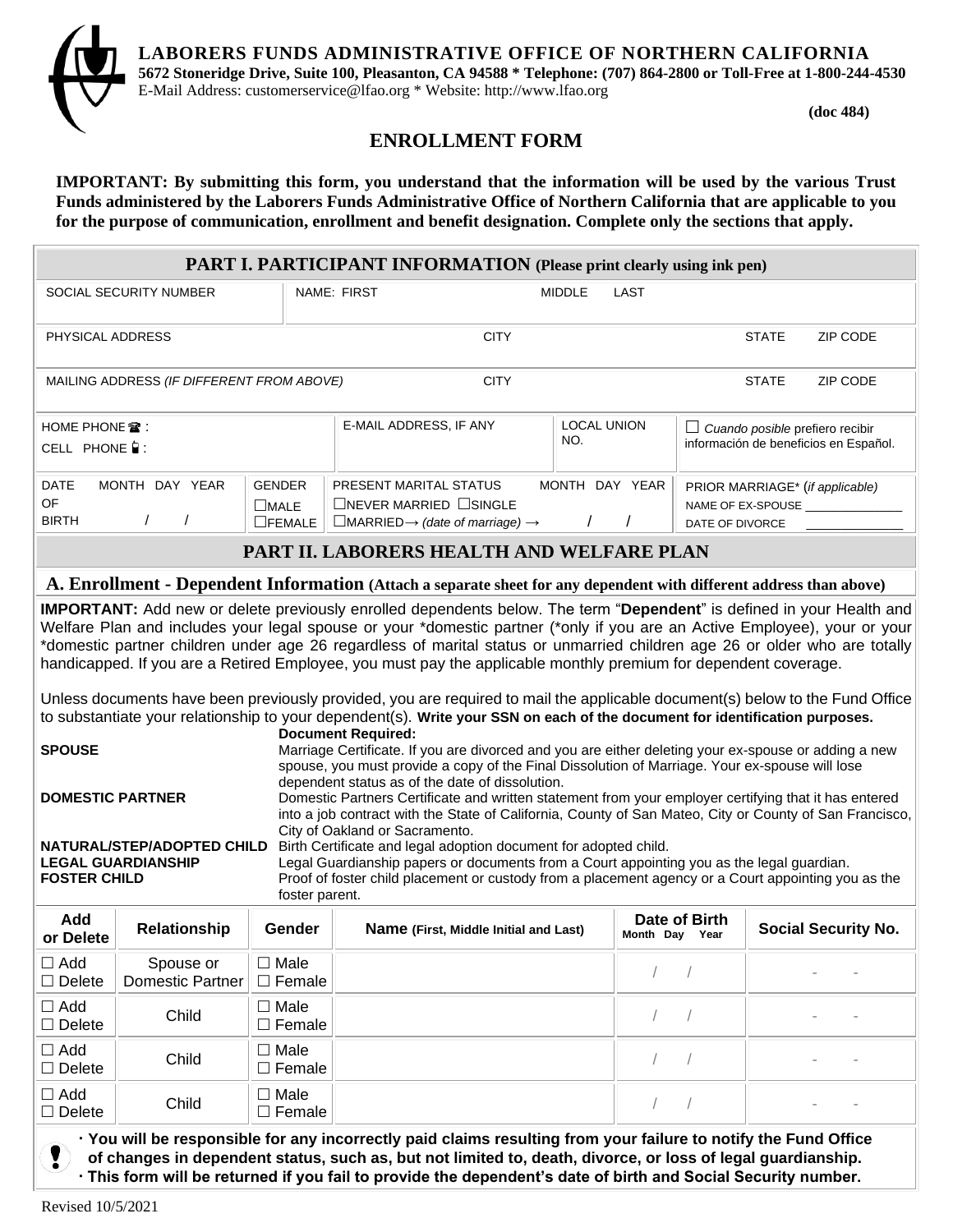**LABORERS FUNDS ADMINISTRATIVE OFFICE OF NORTHERN CALIFORNIA**
**5672 Stoneridge Drive, Suite 100, Pleasanton, CA 94588 * Telephone: (707) 864-2800 or Toll-Free at 1-800-244-4530**
E-Mail Address: customerservice@lfao.org * Website: http://www.lfao.org

**(doc 484)**

# ENROLLMENT FORM

**IMPORTANT: By submitting this form, you understand that the information will be used by the various Trust Funds administered by the Laborers Funds Administrative Office of Northern California that are applicable to you for the purpose of communication, enrollment and benefit designation. Complete only the sections that apply.**

## PART I. PARTICIPANT INFORMATION (Please print clearly using ink pen)

| SOCIAL SECURITY NUMBER | NAME: FIRST | MIDDLE | LAST | |
|---|---|---|---|---|
| PHYSICAL ADDRESS | | CITY | STATE | ZIP CODE |
| MAILING ADDRESS *(IF DIFFERENT FROM ABOVE)* | | CITY | STATE | ZIP CODE |
| HOME PHONE ☎ :<br>CELL PHONE : | E-MAIL ADDRESS, IF ANY | LOCAL UNION NO. | ☐ *Cuando posible* prefiero recibir información de beneficios en Español. | |
| DATE OF BIRTH MONTH DAY YEAR / / | GENDER ☐MALE ☐FEMALE | PRESENT MARITAL STATUS MONTH DAY YEAR<br>☐NEVER MARRIED ☐SINGLE<br>☐MARRIED→ *(date of marriage)* → / / | PRIOR MARRIAGE* (*if applicable*)<br>NAME OF EX-SPOUSE ______________<br>DATE OF DIVORCE ______________ | |

## PART II. LABORERS HEALTH AND WELFARE PLAN

### A. Enrollment - Dependent Information (Attach a separate sheet for any dependent with different address than above)

**IMPORTANT:** Add new or delete previously enrolled dependents below. The term "**Dependent**" is defined in your Health and Welfare Plan and includes your legal spouse or your *domestic partner (*only if you are an Active Employee), your or your *domestic partner children under age 26 regardless of marital status or unmarried children age 26 or older who are totally handicapped. If you are a Retired Employee, you must pay the applicable monthly premium for dependent coverage.

Unless documents have been previously provided, you are required to mail the applicable document(s) below to the Fund Office to substantiate your relationship to your dependent(s). **Write your SSN on each of the document for identification purposes.**

| | **Document Required:** |
|---|---|
| **SPOUSE** | Marriage Certificate. If you are divorced and you are either deleting your ex-spouse or adding a new spouse, you must provide a copy of the Final Dissolution of Marriage. Your ex-spouse will lose dependent status as of the date of dissolution. |
| **DOMESTIC PARTNER** | Domestic Partners Certificate and written statement from your employer certifying that it has entered into a job contract with the State of California, County of San Mateo, City or County of San Francisco, City of Oakland or Sacramento. |
| **NATURAL/STEP/ADOPTED CHILD** | Birth Certificate and legal adoption document for adopted child. |
| **LEGAL GUARDIANSHIP** | Legal Guardianship papers or documents from a Court appointing you as the legal guardian. |
| **FOSTER CHILD** | Proof of foster child placement or custody from a placement agency or a Court appointing you as the foster parent. |

| Add or Delete | Relationship | Gender | Name (First, Middle Initial and Last) | Date of Birth Month Day Year | Social Security No. |
|---|---|---|---|---|---|
| ☐ Add ☐ Delete | Spouse or Domestic Partner | ☐ Male ☐ Female | | / / | - - |
| ☐ Add ☐ Delete | Child | ☐ Male ☐ Female | | / / | - - |
| ☐ Add ☐ Delete | Child | ☐ Male ☐ Female | | / / | - - |
| ☐ Add ☐ Delete | Child | ☐ Male ☐ Female | | / / | - - |

- **You will be responsible for any incorrectly paid claims resulting from your failure to notify the Fund Office of changes in dependent status, such as, but not limited to, death, divorce, or loss of legal guardianship.**
- **This form will be returned if you fail to provide the dependent's date of birth and Social Security number.**

Revised 10/5/2021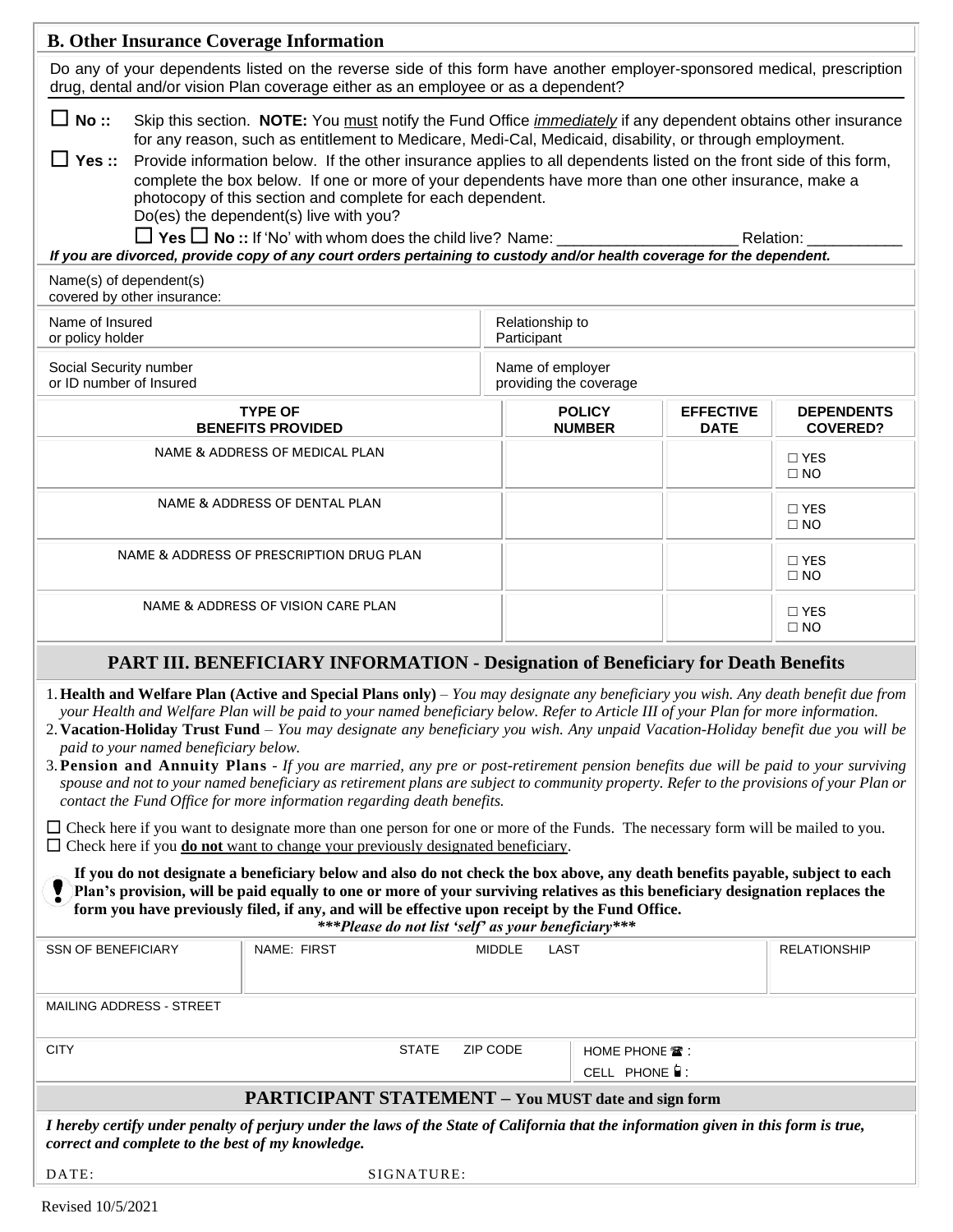## B. Other Insurance Coverage Information

Do any of your dependents listed on the reverse side of this form have another employer-sponsored medical, prescription drug, dental and/or vision Plan coverage either as an employee or as a dependent?

☐ **No ::** Skip this section. **NOTE:** You must notify the Fund Office *immediately* if any dependent obtains other insurance for any reason, such as entitlement to Medicare, Medi-Cal, Medicaid, disability, or through employment.

☐ **Yes ::** Provide information below. If the other insurance applies to all dependents listed on the front side of this form, complete the box below. If one or more of your dependents have more than one other insurance, make a photocopy of this section and complete for each dependent.
Do(es) the dependent(s) live with you?
☐ **Yes** ☐ **No ::** If 'No' with whom does the child live? Name: ____________________ Relation: __________

***If you are divorced, provide copy of any court orders pertaining to custody and/or health coverage for the dependent.***

| | |
|---|---|
| Name(s) of dependent(s) covered by other insurance: | |
| Name of Insured or policy holder | Relationship to Participant |
| Social Security number or ID number of Insured | Name of employer providing the coverage |

| TYPE OF BENEFITS PROVIDED | POLICY NUMBER | EFFECTIVE DATE | DEPENDENTS COVERED? |
|---|---|---|---|
| NAME & ADDRESS OF MEDICAL PLAN | | | ☐ YES ☐ NO |
| NAME & ADDRESS OF DENTAL PLAN | | | ☐ YES ☐ NO |
| NAME & ADDRESS OF PRESCRIPTION DRUG PLAN | | | ☐ YES ☐ NO |
| NAME & ADDRESS OF VISION CARE PLAN | | | ☐ YES ☐ NO |

## PART III. BENEFICIARY INFORMATION - Designation of Beneficiary for Death Benefits

1. **Health and Welfare Plan (Active and Special Plans only)** – *You may designate any beneficiary you wish. Any death benefit due from your Health and Welfare Plan will be paid to your named beneficiary below. Refer to Article III of your Plan for more information.*
2. **Vacation-Holiday Trust Fund** – *You may designate any beneficiary you wish. Any unpaid Vacation-Holiday benefit due you will be paid to your named beneficiary below.*
3. **Pension and Annuity Plans** - *If you are married, any pre or post-retirement pension benefits due will be paid to your surviving spouse and not to your named beneficiary as retirement plans are subject to community property. Refer to the provisions of your Plan or contact the Fund Office for more information regarding death benefits.*

☐ Check here if you want to designate more than one person for one or more of the Funds. The necessary form will be mailed to you.
☐ Check here if you **do not** want to change your previously designated beneficiary.

**If you do not designate a beneficiary below and also do not check the box above, any death benefits payable, subject to each Plan's provision, will be paid equally to one or more of your surviving relatives as this beneficiary designation replaces the form you have previously filed, if any, and will be effective upon receipt by the Fund Office.**

***\*\*\*Please do not list 'self' as your beneficiary\*\*\****

| SSN OF BENEFICIARY | NAME: FIRST | MIDDLE | LAST | RELATIONSHIP |
|---|---|---|---|---|
| | | | | |

| | | | |
|---|---|---|---|
| MAILING ADDRESS - STREET | | | |
| CITY | STATE | ZIP CODE | HOME PHONE ☎ : <br> CELL PHONE : |

## PARTICIPANT STATEMENT – You MUST date and sign form

***I hereby certify under penalty of perjury under the laws of the State of California that the information given in this form is true, correct and complete to the best of my knowledge.***

DATE: SIGNATURE:

Revised 10/5/2021